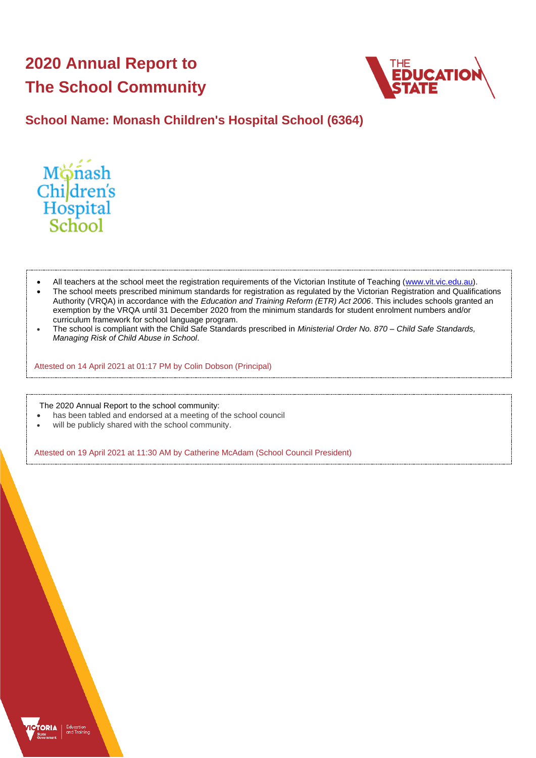# 2020 Annual Report to The School Community

## School Name: Monash Children's Hospital School (6364)

- All teachers at the school meet the registration requirements of the Victorian Institute of Teaching (www.vit.vic.edu.au).
- The school meets prescribed minimum standards for registration as regulated by the Victorian Registration and Qualifications Authority (VRQA) in accordance with the *Education and Training Reform (ETR) Act 2006*. This includes schools granted an exemption by the VRQA until 31 December 2020 from the minimum standards for student enrolment numbers and/or curriculum framework for school language program.
- The school is compliant with the Child Safe Standards prescribed in *Ministerial Order No. 870 – Child Safe Standards, Managing Risk of Child Abuse in School*.

Attested on 14 April 2021 at 01:17 PM by Colin Dobson (Principal)

The 2020 Annual Report to the school community:

- has been tabled and endorsed at a meeting of the school council
- will be publicly shared with the school community.

Attested on 19 April 2021 at 11:30 AM by Catherine McAdam (School Council President)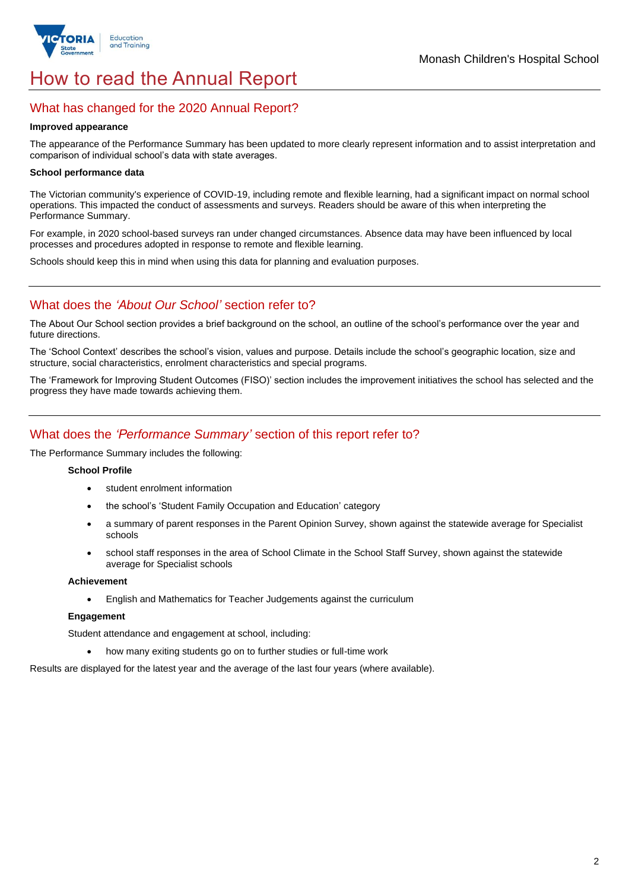# How to read the Annual Report

## What has changed for the 2020 Annual Report?

**Improved appearance**

The appearance of the Performance Summary has been updated to more clearly represent information and to assist interpretation and comparison of individual school's data with state averages.

**School performance data**

The Victorian community's experience of COVID-19, including remote and flexible learning, had a significant impact on normal school operations. This impacted the conduct of assessments and surveys. Readers should be aware of this when interpreting the Performance Summary.

For example, in 2020 school-based surveys ran under changed circumstances. Absence data may have been influenced by local processes and procedures adopted in response to remote and flexible learning.

Schools should keep this in mind when using this data for planning and evaluation purposes.

## What does the *'About Our School'* section refer to?

The About Our School section provides a brief background on the school, an outline of the school's performance over the year and future directions.

The 'School Context' describes the school's vision, values and purpose. Details include the school's geographic location, size and structure, social characteristics, enrolment characteristics and special programs.

The 'Framework for Improving Student Outcomes (FISO)' section includes the improvement initiatives the school has selected and the progress they have made towards achieving them.

## What does the *'Performance Summary'* section of this report refer to?

The Performance Summary includes the following:

**School Profile**

- student enrolment information
- the school's 'Student Family Occupation and Education' category
- a summary of parent responses in the Parent Opinion Survey, shown against the statewide average for Specialist schools
- school staff responses in the area of School Climate in the School Staff Survey, shown against the statewide average for Specialist schools

**Achievement**

- English and Mathematics for Teacher Judgements against the curriculum

**Engagement**

Student attendance and engagement at school, including:

- how many exiting students go on to further studies or full-time work

Results are displayed for the latest year and the average of the last four years (where available).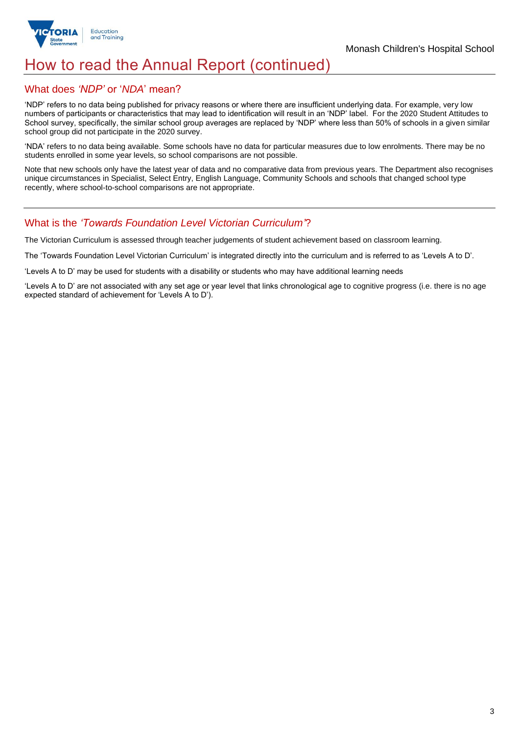# How to read the Annual Report (continued)

## What does *'NDP'* or '*NDA*' mean?

'NDP' refers to no data being published for privacy reasons or where there are insufficient underlying data. For example, very low numbers of participants or characteristics that may lead to identification will result in an 'NDP' label. For the 2020 Student Attitudes to School survey, specifically, the similar school group averages are replaced by 'NDP' where less than 50% of schools in a given similar school group did not participate in the 2020 survey.

'NDA' refers to no data being available. Some schools have no data for particular measures due to low enrolments. There may be no students enrolled in some year levels, so school comparisons are not possible.

Note that new schools only have the latest year of data and no comparative data from previous years. The Department also recognises unique circumstances in Specialist, Select Entry, English Language, Community Schools and schools that changed school type recently, where school-to-school comparisons are not appropriate.

## What is the *'Towards Foundation Level Victorian Curriculum'*?

The Victorian Curriculum is assessed through teacher judgements of student achievement based on classroom learning.

The 'Towards Foundation Level Victorian Curriculum' is integrated directly into the curriculum and is referred to as 'Levels A to D'.

'Levels A to D' may be used for students with a disability or students who may have additional learning needs

'Levels A to D' are not associated with any set age or year level that links chronological age to cognitive progress (i.e. there is no age expected standard of achievement for 'Levels A to D').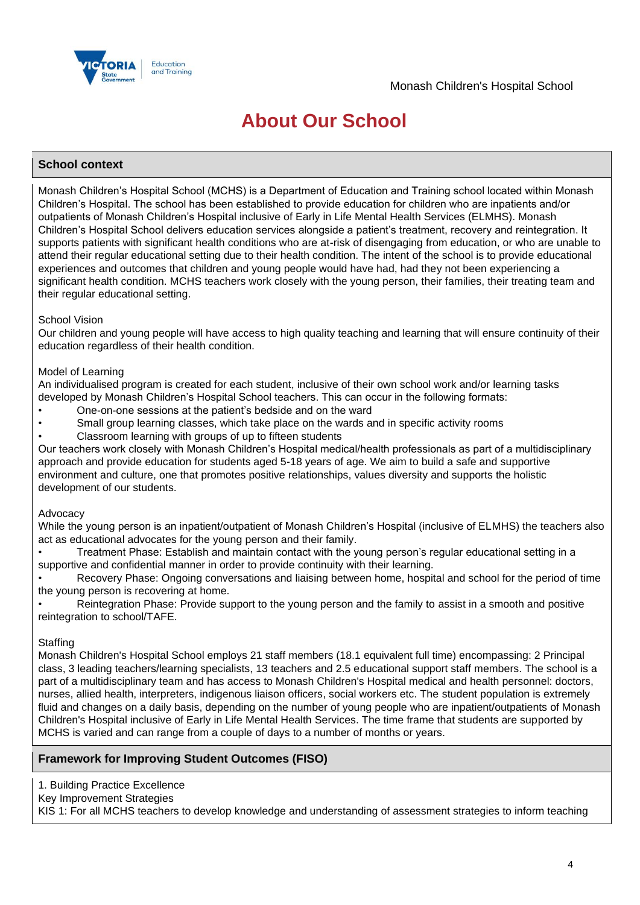# About Our School

## School context

Monash Children's Hospital School (MCHS) is a Department of Education and Training school located within Monash Children's Hospital. The school has been established to provide education for children who are inpatients and/or outpatients of Monash Children's Hospital inclusive of Early in Life Mental Health Services (ELMHS). Monash Children's Hospital School delivers education services alongside a patient's treatment, recovery and reintegration. It supports patients with significant health conditions who are at-risk of disengaging from education, or who are unable to attend their regular educational setting due to their health condition. The intent of the school is to provide educational experiences and outcomes that children and young people would have had, had they not been experiencing a significant health condition. MCHS teachers work closely with the young person, their families, their treating team and their regular educational setting.

School Vision

Our children and young people will have access to high quality teaching and learning that will ensure continuity of their education regardless of their health condition.

Model of Learning

An individualised program is created for each student, inclusive of their own school work and/or learning tasks developed by Monash Children's Hospital School teachers. This can occur in the following formats:

- One-on-one sessions at the patient's bedside and on the ward
- Small group learning classes, which take place on the wards and in specific activity rooms
- Classroom learning with groups of up to fifteen students

Our teachers work closely with Monash Children's Hospital medical/health professionals as part of a multidisciplinary approach and provide education for students aged 5-18 years of age. We aim to build a safe and supportive environment and culture, one that promotes positive relationships, values diversity and supports the holistic development of our students.

Advocacy

While the young person is an inpatient/outpatient of Monash Children's Hospital (inclusive of ELMHS) the teachers also act as educational advocates for the young person and their family.

- Treatment Phase: Establish and maintain contact with the young person's regular educational setting in a supportive and confidential manner in order to provide continuity with their learning.
- Recovery Phase: Ongoing conversations and liaising between home, hospital and school for the period of time the young person is recovering at home.
- Reintegration Phase: Provide support to the young person and the family to assist in a smooth and positive reintegration to school/TAFE.

Staffing

Monash Children's Hospital School employs 21 staff members (18.1 equivalent full time) encompassing: 2 Principal class, 3 leading teachers/learning specialists, 13 teachers and 2.5 educational support staff members. The school is a part of a multidisciplinary team and has access to Monash Children's Hospital medical and health personnel: doctors, nurses, allied health, interpreters, indigenous liaison officers, social workers etc. The student population is extremely fluid and changes on a daily basis, depending on the number of young people who are inpatient/outpatients of Monash Children's Hospital inclusive of Early in Life Mental Health Services. The time frame that students are supported by MCHS is varied and can range from a couple of days to a number of months or years.

## Framework for Improving Student Outcomes (FISO)

1. Building Practice Excellence

Key Improvement Strategies

KIS 1: For all MCHS teachers to develop knowledge and understanding of assessment strategies to inform teaching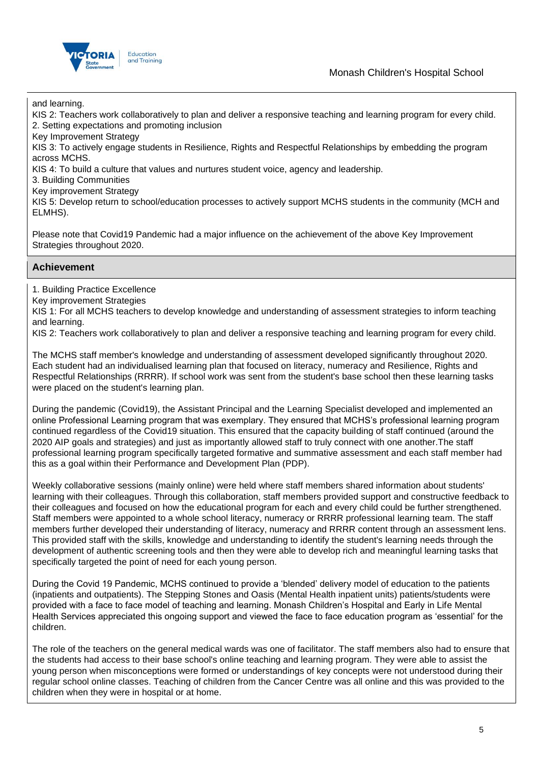and learning.

KIS 2: Teachers work collaboratively to plan and deliver a responsive teaching and learning program for every child.

2. Setting expectations and promoting inclusion

Key Improvement Strategy

KIS 3: To actively engage students in Resilience, Rights and Respectful Relationships by embedding the program across MCHS.

KIS 4: To build a culture that values and nurtures student voice, agency and leadership.

3. Building Communities

Key improvement Strategy

KIS 5: Develop return to school/education processes to actively support MCHS students in the community (MCH and ELMHS).

Please note that Covid19 Pandemic had a major influence on the achievement of the above Key Improvement Strategies throughout 2020.

## Achievement

1. Building Practice Excellence

Key improvement Strategies

KIS 1: For all MCHS teachers to develop knowledge and understanding of assessment strategies to inform teaching and learning.

KIS 2: Teachers work collaboratively to plan and deliver a responsive teaching and learning program for every child.

The MCHS staff member's knowledge and understanding of assessment developed significantly throughout 2020. Each student had an individualised learning plan that focused on literacy, numeracy and Resilience, Rights and Respectful Relationships (RRRR). If school work was sent from the student's base school then these learning tasks were placed on the student's learning plan.

During the pandemic (Covid19), the Assistant Principal and the Learning Specialist developed and implemented an online Professional Learning program that was exemplary. They ensured that MCHS's professional learning program continued regardless of the Covid19 situation. This ensured that the capacity building of staff continued (around the 2020 AIP goals and strategies) and just as importantly allowed staff to truly connect with one another.The staff professional learning program specifically targeted formative and summative assessment and each staff member had this as a goal within their Performance and Development Plan (PDP).

Weekly collaborative sessions (mainly online) were held where staff members shared information about students' learning with their colleagues. Through this collaboration, staff members provided support and constructive feedback to their colleagues and focused on how the educational program for each and every child could be further strengthened. Staff members were appointed to a whole school literacy, numeracy or RRRR professional learning team. The staff members further developed their understanding of literacy, numeracy and RRRR content through an assessment lens. This provided staff with the skills, knowledge and understanding to identify the student's learning needs through the development of authentic screening tools and then they were able to develop rich and meaningful learning tasks that specifically targeted the point of need for each young person.

During the Covid 19 Pandemic, MCHS continued to provide a 'blended' delivery model of education to the patients (inpatients and outpatients). The Stepping Stones and Oasis (Mental Health inpatient units) patients/students were provided with a face to face model of teaching and learning. Monash Children's Hospital and Early in Life Mental Health Services appreciated this ongoing support and viewed the face to face education program as 'essential' for the children.

The role of the teachers on the general medical wards was one of facilitator. The staff members also had to ensure that the students had access to their base school's online teaching and learning program. They were able to assist the young person when misconceptions were formed or understandings of key concepts were not understood during their regular school online classes. Teaching of children from the Cancer Centre was all online and this was provided to the children when they were in hospital or at home.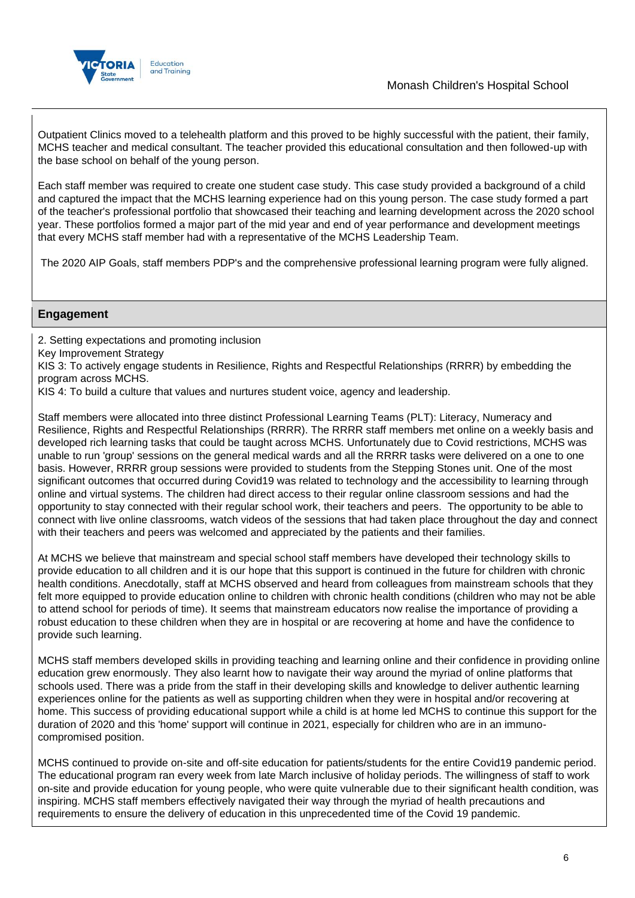Outpatient Clinics moved to a telehealth platform and this proved to be highly successful with the patient, their family, MCHS teacher and medical consultant. The teacher provided this educational consultation and then followed-up with the base school on behalf of the young person.

Each staff member was required to create one student case study. This case study provided a background of a child and captured the impact that the MCHS learning experience had on this young person. The case study formed a part of the teacher's professional portfolio that showcased their teaching and learning development across the 2020 school year. These portfolios formed a major part of the mid year and end of year performance and development meetings that every MCHS staff member had with a representative of the MCHS Leadership Team.

The 2020 AIP Goals, staff members PDP's and the comprehensive professional learning program were fully aligned.

## Engagement

2. Setting expectations and promoting inclusion
Key Improvement Strategy
KIS 3: To actively engage students in Resilience, Rights and Respectful Relationships (RRRR) by embedding the program across MCHS.
KIS 4: To build a culture that values and nurtures student voice, agency and leadership.

Staff members were allocated into three distinct Professional Learning Teams (PLT): Literacy, Numeracy and Resilience, Rights and Respectful Relationships (RRRR). The RRRR staff members met online on a weekly basis and developed rich learning tasks that could be taught across MCHS. Unfortunately due to Covid restrictions, MCHS was unable to run 'group' sessions on the general medical wards and all the RRRR tasks were delivered on a one to one basis. However, RRRR group sessions were provided to students from the Stepping Stones unit. One of the most significant outcomes that occurred during Covid19 was related to technology and the accessibility to learning through online and virtual systems. The children had direct access to their regular online classroom sessions and had the opportunity to stay connected with their regular school work, their teachers and peers. The opportunity to be able to connect with live online classrooms, watch videos of the sessions that had taken place throughout the day and connect with their teachers and peers was welcomed and appreciated by the patients and their families.

At MCHS we believe that mainstream and special school staff members have developed their technology skills to provide education to all children and it is our hope that this support is continued in the future for children with chronic health conditions. Anecdotally, staff at MCHS observed and heard from colleagues from mainstream schools that they felt more equipped to provide education online to children with chronic health conditions (children who may not be able to attend school for periods of time). It seems that mainstream educators now realise the importance of providing a robust education to these children when they are in hospital or are recovering at home and have the confidence to provide such learning.

MCHS staff members developed skills in providing teaching and learning online and their confidence in providing online education grew enormously. They also learnt how to navigate their way around the myriad of online platforms that schools used. There was a pride from the staff in their developing skills and knowledge to deliver authentic learning experiences online for the patients as well as supporting children when they were in hospital and/or recovering at home. This success of providing educational support while a child is at home led MCHS to continue this support for the duration of 2020 and this 'home' support will continue in 2021, especially for children who are in an immuno-compromised position.

MCHS continued to provide on-site and off-site education for patients/students for the entire Covid19 pandemic period. The educational program ran every week from late March inclusive of holiday periods. The willingness of staff to work on-site and provide education for young people, who were quite vulnerable due to their significant health condition, was inspiring. MCHS staff members effectively navigated their way through the myriad of health precautions and requirements to ensure the delivery of education in this unprecedented time of the Covid 19 pandemic.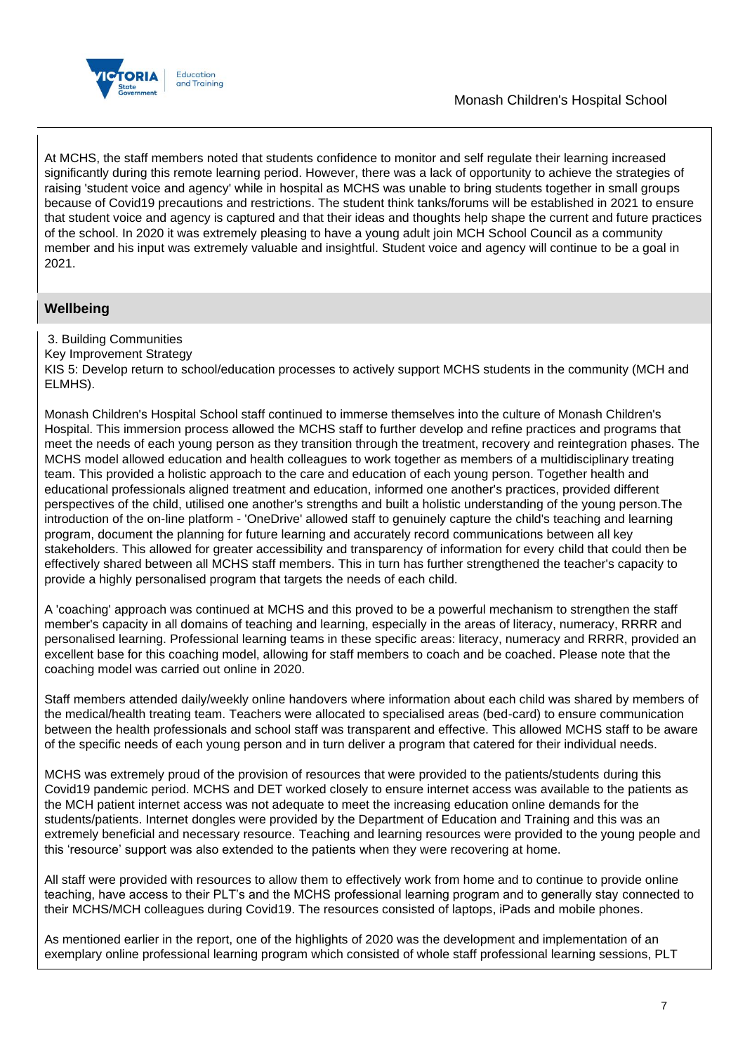At MCHS, the staff members noted that students confidence to monitor and self regulate their learning increased significantly during this remote learning period. However, there was a lack of opportunity to achieve the strategies of raising 'student voice and agency' while in hospital as MCHS was unable to bring students together in small groups because of Covid19 precautions and restrictions. The student think tanks/forums will be established in 2021 to ensure that student voice and agency is captured and that their ideas and thoughts help shape the current and future practices of the school. In 2020 it was extremely pleasing to have a young adult join MCH School Council as a community member and his input was extremely valuable and insightful. Student voice and agency will continue to be a goal in 2021.

## Wellbeing

3. Building Communities
Key Improvement Strategy
KIS 5: Develop return to school/education processes to actively support MCHS students in the community (MCH and ELMHS).

Monash Children's Hospital School staff continued to immerse themselves into the culture of Monash Children's Hospital. This immersion process allowed the MCHS staff to further develop and refine practices and programs that meet the needs of each young person as they transition through the treatment, recovery and reintegration phases. The MCHS model allowed education and health colleagues to work together as members of a multidisciplinary treating team. This provided a holistic approach to the care and education of each young person. Together health and educational professionals aligned treatment and education, informed one another's practices, provided different perspectives of the child, utilised one another's strengths and built a holistic understanding of the young person.The introduction of the on-line platform - 'OneDrive' allowed staff to genuinely capture the child's teaching and learning program, document the planning for future learning and accurately record communications between all key stakeholders. This allowed for greater accessibility and transparency of information for every child that could then be effectively shared between all MCHS staff members. This in turn has further strengthened the teacher's capacity to provide a highly personalised program that targets the needs of each child.

A 'coaching' approach was continued at MCHS and this proved to be a powerful mechanism to strengthen the staff member's capacity in all domains of teaching and learning, especially in the areas of literacy, numeracy, RRRR and personalised learning. Professional learning teams in these specific areas: literacy, numeracy and RRRR, provided an excellent base for this coaching model, allowing for staff members to coach and be coached. Please note that the coaching model was carried out online in 2020.

Staff members attended daily/weekly online handovers where information about each child was shared by members of the medical/health treating team. Teachers were allocated to specialised areas (bed-card) to ensure communication between the health professionals and school staff was transparent and effective. This allowed MCHS staff to be aware of the specific needs of each young person and in turn deliver a program that catered for their individual needs.

MCHS was extremely proud of the provision of resources that were provided to the patients/students during this Covid19 pandemic period. MCHS and DET worked closely to ensure internet access was available to the patients as the MCH patient internet access was not adequate to meet the increasing education online demands for the students/patients. Internet dongles were provided by the Department of Education and Training and this was an extremely beneficial and necessary resource. Teaching and learning resources were provided to the young people and this 'resource' support was also extended to the patients when they were recovering at home.

All staff were provided with resources to allow them to effectively work from home and to continue to provide online teaching, have access to their PLT's and the MCHS professional learning program and to generally stay connected to their MCHS/MCH colleagues during Covid19. The resources consisted of laptops, iPads and mobile phones.

As mentioned earlier in the report, one of the highlights of 2020 was the development and implementation of an exemplary online professional learning program which consisted of whole staff professional learning sessions, PLT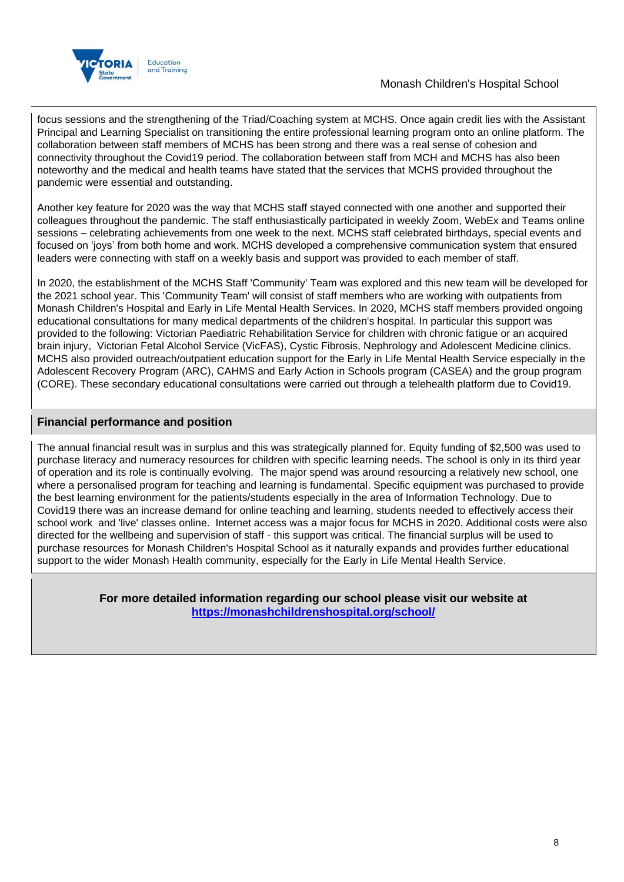focus sessions and the strengthening of the Triad/Coaching system at MCHS. Once again credit lies with the Assistant Principal and Learning Specialist on transitioning the entire professional learning program onto an online platform. The collaboration between staff members of MCHS has been strong and there was a real sense of cohesion and connectivity throughout the Covid19 period. The collaboration between staff from MCH and MCHS has also been noteworthy and the medical and health teams have stated that the services that MCHS provided throughout the pandemic were essential and outstanding.

Another key feature for 2020 was the way that MCHS staff stayed connected with one another and supported their colleagues throughout the pandemic. The staff enthusiastically participated in weekly Zoom, WebEx and Teams online sessions – celebrating achievements from one week to the next. MCHS staff celebrated birthdays, special events and focused on 'joys' from both home and work. MCHS developed a comprehensive communication system that ensured leaders were connecting with staff on a weekly basis and support was provided to each member of staff.

In 2020, the establishment of the MCHS Staff 'Community' Team was explored and this new team will be developed for the 2021 school year. This 'Community Team' will consist of staff members who are working with outpatients from Monash Children's Hospital and Early in Life Mental Health Services. In 2020, MCHS staff members provided ongoing educational consultations for many medical departments of the children's hospital. In particular this support was provided to the following: Victorian Paediatric Rehabilitation Service for children with chronic fatigue or an acquired brain injury, Victorian Fetal Alcohol Service (VicFAS), Cystic Fibrosis, Nephrology and Adolescent Medicine clinics. MCHS also provided outreach/outpatient education support for the Early in Life Mental Health Service especially in the Adolescent Recovery Program (ARC), CAHMS and Early Action in Schools program (CASEA) and the group program (CORE). These secondary educational consultations were carried out through a telehealth platform due to Covid19.

## Financial performance and position

The annual financial result was in surplus and this was strategically planned for. Equity funding of $2,500 was used to purchase literacy and numeracy resources for children with specific learning needs. The school is only in its third year of operation and its role is continually evolving. The major spend was around resourcing a relatively new school, one where a personalised program for teaching and learning is fundamental. Specific equipment was purchased to provide the best learning environment for the patients/students especially in the area of Information Technology. Due to Covid19 there was an increase demand for online teaching and learning, students needed to effectively access their school work and 'live' classes online. Internet access was a major focus for MCHS in 2020. Additional costs were also directed for the wellbeing and supervision of staff - this support was critical. The financial surplus will be used to purchase resources for Monash Children's Hospital School as it naturally expands and provides further educational support to the wider Monash Health community, especially for the Early in Life Mental Health Service.

**For more detailed information regarding our school please visit our website at [https://monashchildrenshospital.org/school/](https://monashchildrenshospital.org/school/)**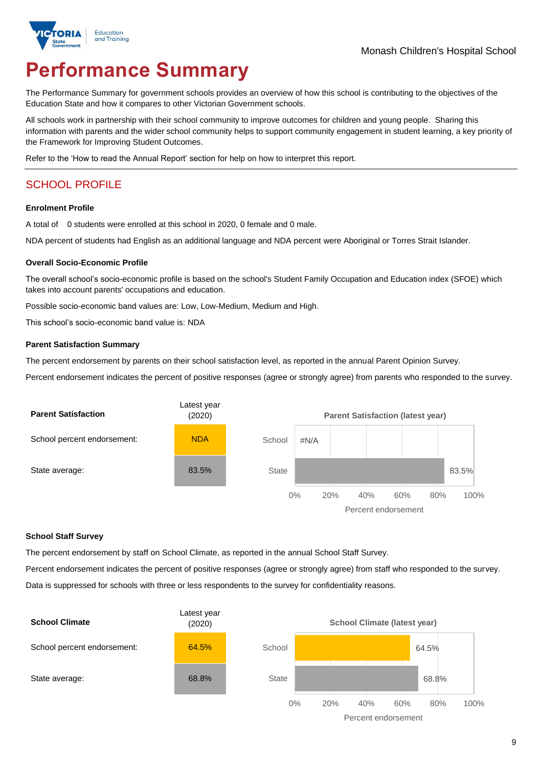Monash Children's Hospital School

# Performance Summary

The Performance Summary for government schools provides an overview of how this school is contributing to the objectives of the Education State and how it compares to other Victorian Government schools.

All schools work in partnership with their school community to improve outcomes for children and young people. Sharing this information with parents and the wider school community helps to support community engagement in student learning, a key priority of the Framework for Improving Student Outcomes.

Refer to the 'How to read the Annual Report' section for help on how to interpret this report.

## SCHOOL PROFILE

### Enrolment Profile

A total of 0 students were enrolled at this school in 2020, 0 female and 0 male.

NDA percent of students had English as an additional language and NDA percent were Aboriginal or Torres Strait Islander.

### Overall Socio-Economic Profile

The overall school's socio-economic profile is based on the school's Student Family Occupation and Education index (SFOE) which takes into account parents' occupations and education.

Possible socio-economic band values are: Low, Low-Medium, Medium and High.

This school's socio-economic band value is: NDA

### Parent Satisfaction Summary

The percent endorsement by parents on their school satisfaction level, as reported in the annual Parent Opinion Survey.

Percent endorsement indicates the percent of positive responses (agree or strongly agree) from parents who responded to the survey.

| Parent Satisfaction | Latest year (2020) |
|---|---|
| School percent endorsement: | NDA |
| State average: | 83.5% |

Parent Satisfaction (latest year)

| | Percent endorsement |
|---|---|
| School | #N/A |
| State | 83.5% |

### School Staff Survey

The percent endorsement by staff on School Climate, as reported in the annual School Staff Survey.

Percent endorsement indicates the percent of positive responses (agree or strongly agree) from staff who responded to the survey.

Data is suppressed for schools with three or less respondents to the survey for confidentiality reasons.

| School Climate | Latest year (2020) |
|---|---|
| School percent endorsement: | 64.5% |
| State average: | 68.8% |

School Climate (latest year)

| | Percent endorsement |
|---|---|
| School | 64.5% |
| State | 68.8% |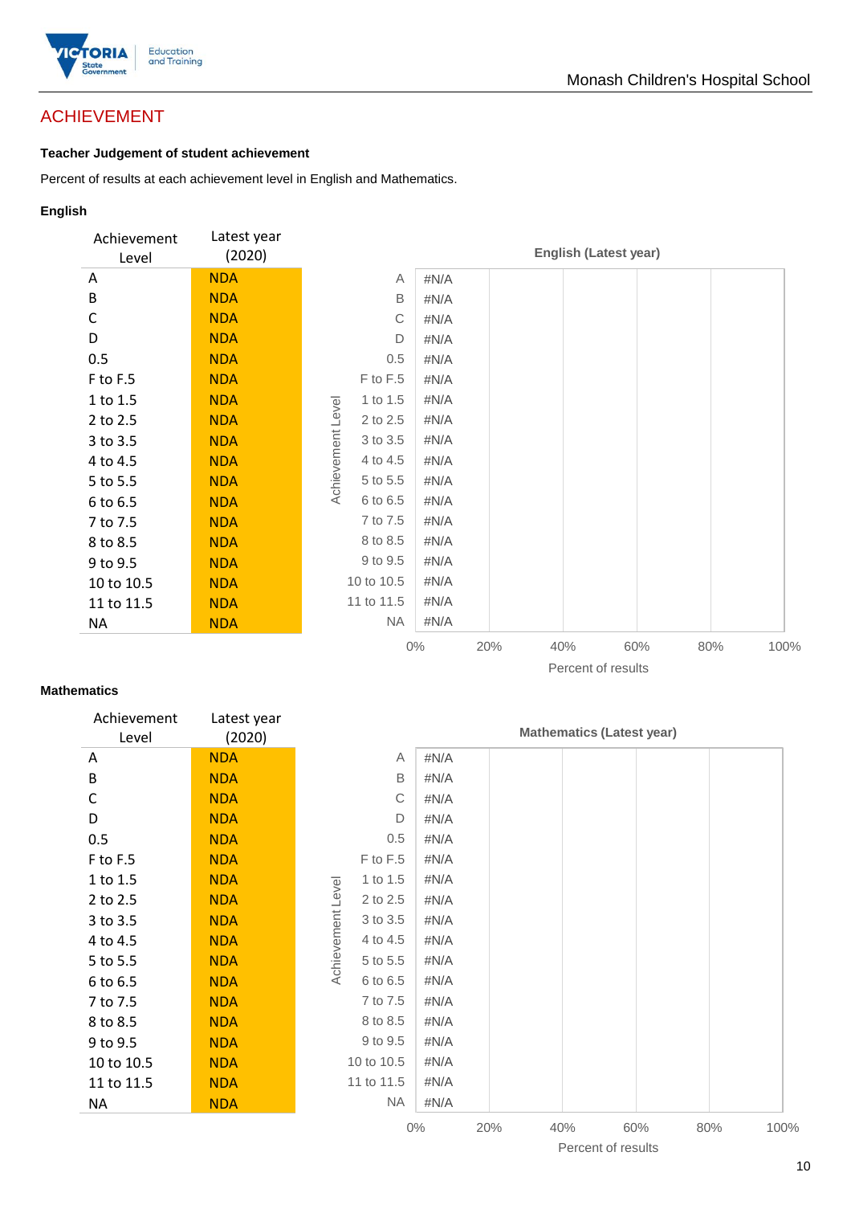## ACHIEVEMENT

**Teacher Judgement of student achievement**

Percent of results at each achievement level in English and Mathematics.

**English**

| Achievement Level | Latest year (2020) |
|---|---|
| A | NDA |
| B | NDA |
| C | NDA |
| D | NDA |
| 0.5 | NDA |
| F to F.5 | NDA |
| 1 to 1.5 | NDA |
| 2 to 2.5 | NDA |
| 3 to 3.5 | NDA |
| 4 to 4.5 | NDA |
| 5 to 5.5 | NDA |
| 6 to 6.5 | NDA |
| 7 to 7.5 | NDA |
| 8 to 8.5 | NDA |
| 9 to 9.5 | NDA |
| 10 to 10.5 | NDA |
| 11 to 11.5 | NDA |
| NA | NDA |

**English (Latest year)**

| Achievement Level | Percent of results |
|---|---|
| A | #N/A |
| B | #N/A |
| C | #N/A |
| D | #N/A |
| 0.5 | #N/A |
| F to F.5 | #N/A |
| 1 to 1.5 | #N/A |
| 2 to 2.5 | #N/A |
| 3 to 3.5 | #N/A |
| 4 to 4.5 | #N/A |
| 5 to 5.5 | #N/A |
| 6 to 6.5 | #N/A |
| 7 to 7.5 | #N/A |
| 8 to 8.5 | #N/A |
| 9 to 9.5 | #N/A |
| 10 to 10.5 | #N/A |
| 11 to 11.5 | #N/A |
| NA | #N/A |

**Mathematics**

| Achievement Level | Latest year (2020) |
|---|---|
| A | NDA |
| B | NDA |
| C | NDA |
| D | NDA |
| 0.5 | NDA |
| F to F.5 | NDA |
| 1 to 1.5 | NDA |
| 2 to 2.5 | NDA |
| 3 to 3.5 | NDA |
| 4 to 4.5 | NDA |
| 5 to 5.5 | NDA |
| 6 to 6.5 | NDA |
| 7 to 7.5 | NDA |
| 8 to 8.5 | NDA |
| 9 to 9.5 | NDA |
| 10 to 10.5 | NDA |
| 11 to 11.5 | NDA |
| NA | NDA |

**Mathematics (Latest year)**

| Achievement Level | Percent of results |
|---|---|
| A | #N/A |
| B | #N/A |
| C | #N/A |
| D | #N/A |
| 0.5 | #N/A |
| F to F.5 | #N/A |
| 1 to 1.5 | #N/A |
| 2 to 2.5 | #N/A |
| 3 to 3.5 | #N/A |
| 4 to 4.5 | #N/A |
| 5 to 5.5 | #N/A |
| 6 to 6.5 | #N/A |
| 7 to 7.5 | #N/A |
| 8 to 8.5 | #N/A |
| 9 to 9.5 | #N/A |
| 10 to 10.5 | #N/A |
| 11 to 11.5 | #N/A |
| NA | #N/A |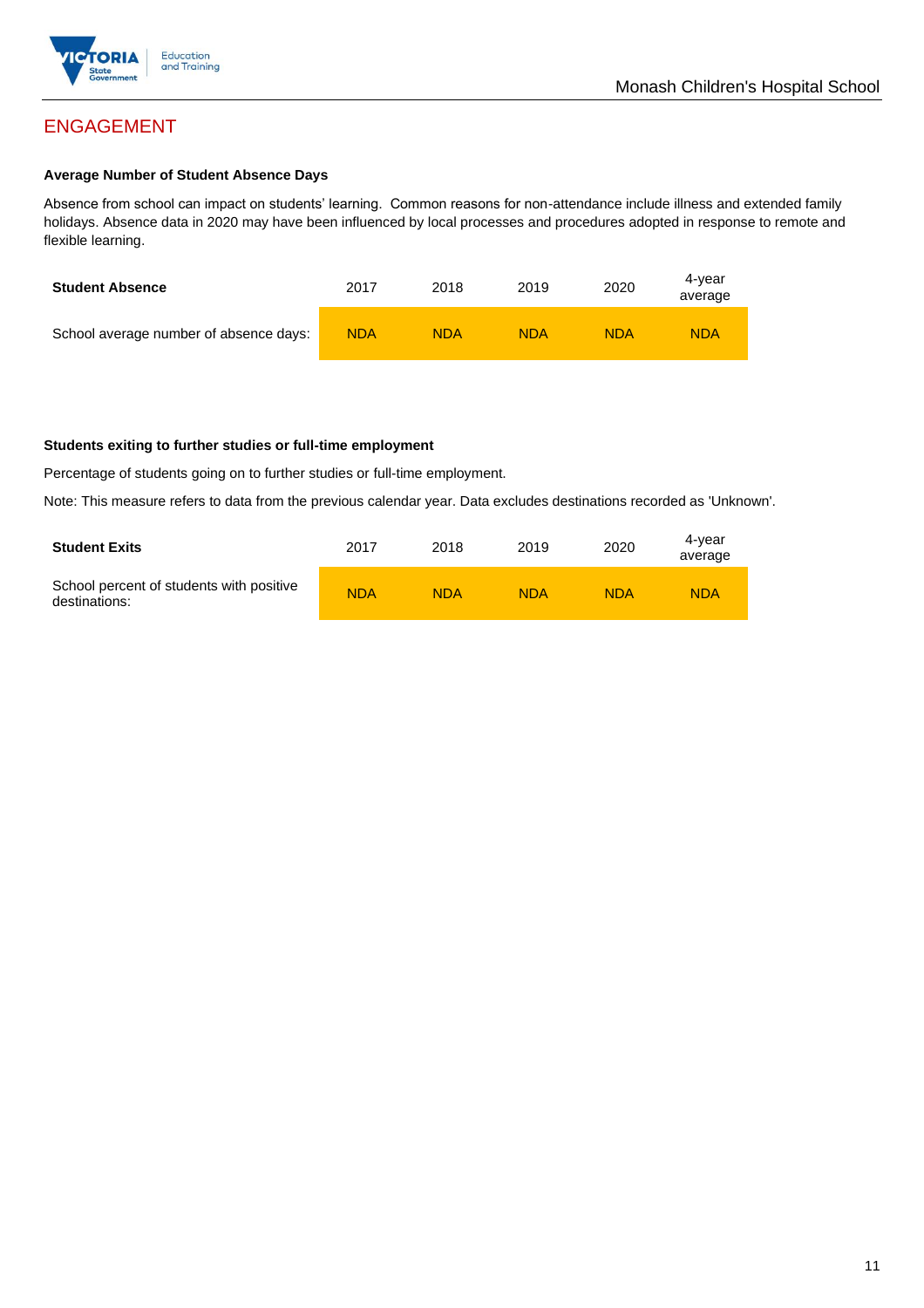## ENGAGEMENT

### Average Number of Student Absence Days

Absence from school can impact on students' learning. Common reasons for non-attendance include illness and extended family holidays. Absence data in 2020 may have been influenced by local processes and procedures adopted in response to remote and flexible learning.

| Student Absence | 2017 | 2018 | 2019 | 2020 | 4-year average |
|---|---|---|---|---|---|
| School average number of absence days: | NDA | NDA | NDA | NDA | NDA |

### Students exiting to further studies or full-time employment

Percentage of students going on to further studies or full-time employment.

Note: This measure refers to data from the previous calendar year. Data excludes destinations recorded as 'Unknown'.

| Student Exits | 2017 | 2018 | 2019 | 2020 | 4-year average |
|---|---|---|---|---|---|
| School percent of students with positive destinations: | NDA | NDA | NDA | NDA | NDA |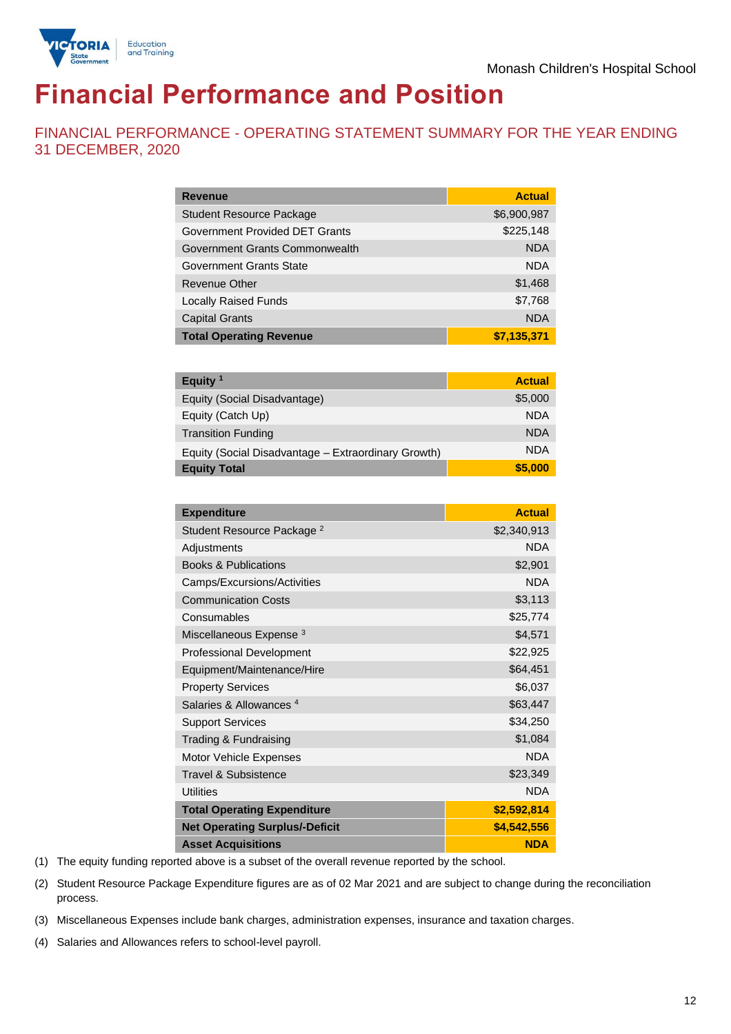Monash Children's Hospital School

# Financial Performance and Position

## FINANCIAL PERFORMANCE - OPERATING STATEMENT SUMMARY FOR THE YEAR ENDING 31 DECEMBER, 2020

| Revenue | Actual |
|---|---|
| Student Resource Package | $6,900,987 |
| Government Provided DET Grants | $225,148 |
| Government Grants Commonwealth | NDA |
| Government Grants State | NDA |
| Revenue Other | $1,468 |
| Locally Raised Funds | $7,768 |
| Capital Grants | NDA |
| **Total Operating Revenue** | **$7,135,371** |

| Equity [1] | Actual |
|---|---|
| Equity (Social Disadvantage) | $5,000 |
| Equity (Catch Up) | NDA |
| Transition Funding | NDA |
| Equity (Social Disadvantage – Extraordinary Growth) | NDA |
| **Equity Total** | **$5,000** |

| Expenditure | Actual |
|---|---|
| Student Resource Package [2] | $2,340,913 |
| Adjustments | NDA |
| Books & Publications | $2,901 |
| Camps/Excursions/Activities | NDA |
| Communication Costs | $3,113 |
| Consumables | $25,774 |
| Miscellaneous Expense [3] | $4,571 |
| Professional Development | $22,925 |
| Equipment/Maintenance/Hire | $64,451 |
| Property Services | $6,037 |
| Salaries & Allowances [4] | $63,447 |
| Support Services | $34,250 |
| Trading & Fundraising | $1,084 |
| Motor Vehicle Expenses | NDA |
| Travel & Subsistence | $23,349 |
| Utilities | NDA |
| **Total Operating Expenditure** | **$2,592,814** |
| **Net Operating Surplus/-Deficit** | **$4,542,556** |
| **Asset Acquisitions** | **NDA** |

(1) The equity funding reported above is a subset of the overall revenue reported by the school.

(2) Student Resource Package Expenditure figures are as of 02 Mar 2021 and are subject to change during the reconciliation process.

(3) Miscellaneous Expenses include bank charges, administration expenses, insurance and taxation charges.

(4) Salaries and Allowances refers to school-level payroll.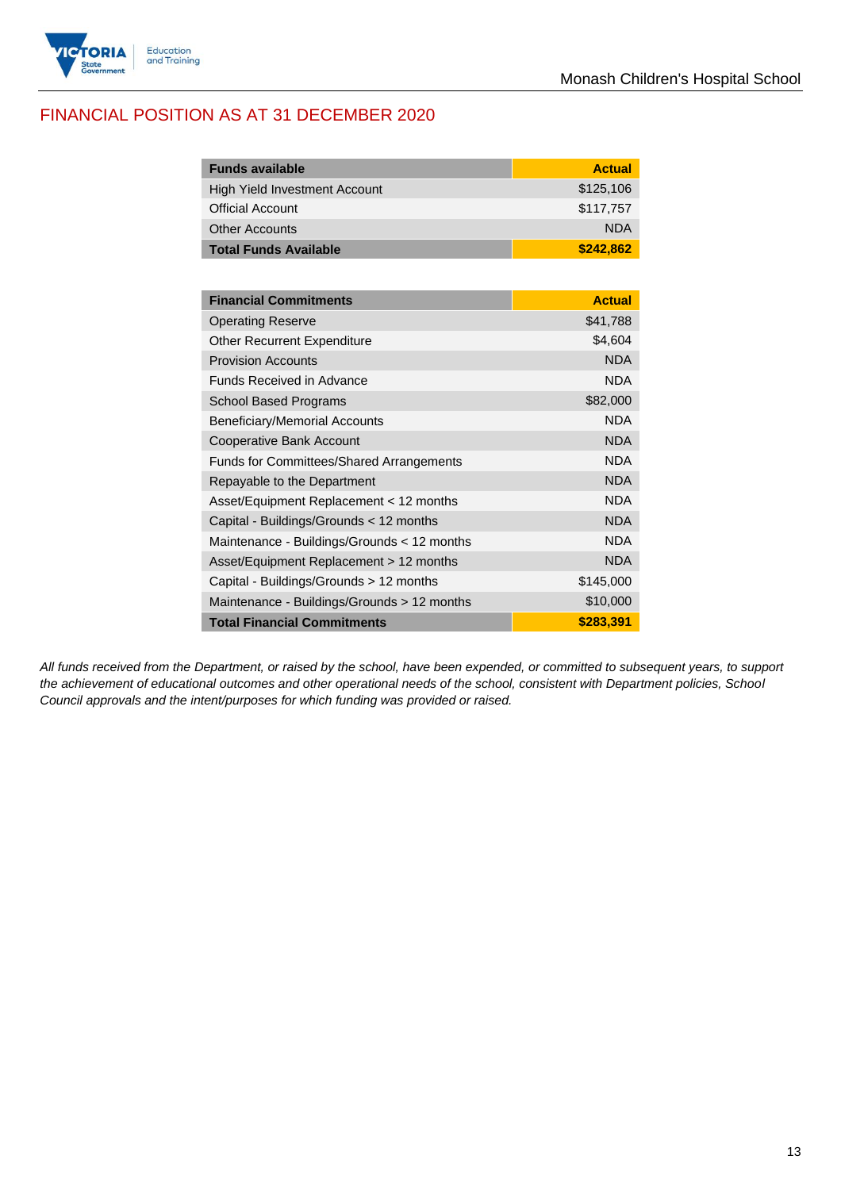# FINANCIAL POSITION AS AT 31 DECEMBER 2020

| Funds available | Actual |
|---|---|
| High Yield Investment Account | $125,106 |
| Official Account | $117,757 |
| Other Accounts | NDA |
| **Total Funds Available** | **$242,862** |

| Financial Commitments | Actual |
|---|---|
| Operating Reserve | $41,788 |
| Other Recurrent Expenditure | $4,604 |
| Provision Accounts | NDA |
| Funds Received in Advance | NDA |
| School Based Programs | $82,000 |
| Beneficiary/Memorial Accounts | NDA |
| Cooperative Bank Account | NDA |
| Funds for Committees/Shared Arrangements | NDA |
| Repayable to the Department | NDA |
| Asset/Equipment Replacement < 12 months | NDA |
| Capital - Buildings/Grounds < 12 months | NDA |
| Maintenance - Buildings/Grounds < 12 months | NDA |
| Asset/Equipment Replacement > 12 months | NDA |
| Capital - Buildings/Grounds > 12 months | $145,000 |
| Maintenance - Buildings/Grounds > 12 months | $10,000 |
| **Total Financial Commitments** | **$283,391** |

*All funds received from the Department, or raised by the school, have been expended, or committed to subsequent years, to support the achievement of educational outcomes and other operational needs of the school, consistent with Department policies, School Council approvals and the intent/purposes for which funding was provided or raised.*